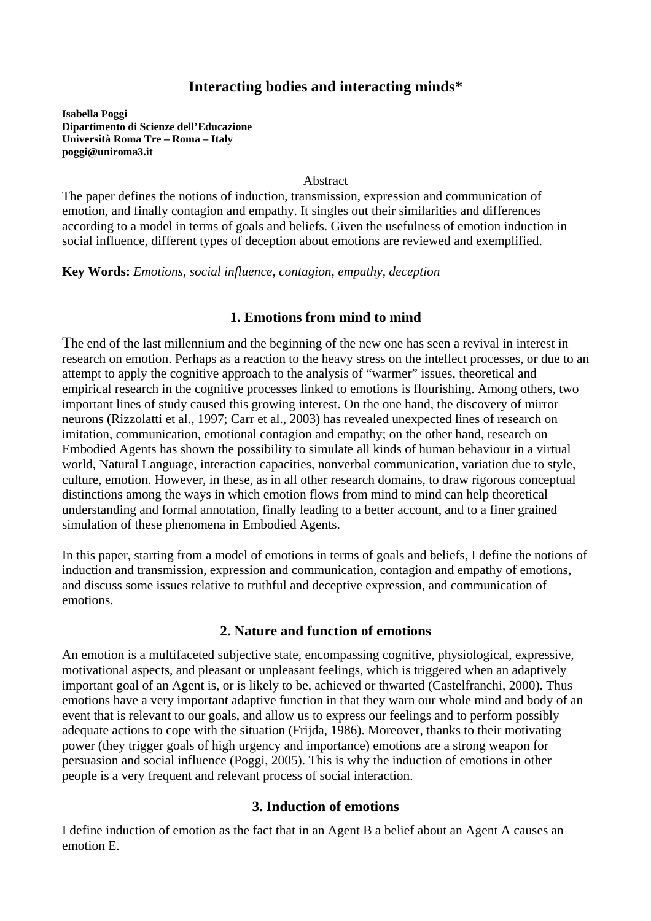# Interacting bodies and interacting minds*

**Isabella Poggi**
**Dipartimento di Scienze dell'Educazione**
**Università Roma Tre – Roma – Italy**
**poggi@uniroma3.it**

Abstract

The paper defines the notions of induction, transmission, expression and communication of emotion, and finally contagion and empathy. It singles out their similarities and differences according to a model in terms of goals and beliefs. Given the usefulness of emotion induction in social influence, different types of deception about emotions are reviewed and exemplified.

**Key Words:** *Emotions, social influence, contagion, empathy, deception*

## 1. Emotions from mind to mind

The end of the last millennium and the beginning of the new one has seen a revival in interest in research on emotion. Perhaps as a reaction to the heavy stress on the intellect processes, or due to an attempt to apply the cognitive approach to the analysis of "warmer" issues, theoretical and empirical research in the cognitive processes linked to emotions is flourishing. Among others, two important lines of study caused this growing interest. On the one hand, the discovery of mirror neurons (Rizzolatti et al., 1997; Carr et al., 2003) has revealed unexpected lines of research on imitation, communication, emotional contagion and empathy; on the other hand, research on Embodied Agents has shown the possibility to simulate all kinds of human behaviour in a virtual world, Natural Language, interaction capacities, nonverbal communication, variation due to style, culture, emotion. However, in these, as in all other research domains, to draw rigorous conceptual distinctions among the ways in which emotion flows from mind to mind can help theoretical understanding and formal annotation, finally leading to a better account, and to a finer grained simulation of these phenomena in Embodied Agents.

In this paper, starting from a model of emotions in terms of goals and beliefs, I define the notions of induction and transmission, expression and communication, contagion and empathy of emotions, and discuss some issues relative to truthful and deceptive expression, and communication of emotions.

## 2. Nature and function of emotions

An emotion is a multifaceted subjective state, encompassing cognitive, physiological, expressive, motivational aspects, and pleasant or unpleasant feelings, which is triggered when an adaptively important goal of an Agent is, or is likely to be, achieved or thwarted (Castelfranchi, 2000). Thus emotions have a very important adaptive function in that they warn our whole mind and body of an event that is relevant to our goals, and allow us to express our feelings and to perform possibly adequate actions to cope with the situation (Frijda, 1986). Moreover, thanks to their motivating power (they trigger goals of high urgency and importance) emotions are a strong weapon for persuasion and social influence (Poggi, 2005). This is why the induction of emotions in other people is a very frequent and relevant process of social interaction.

## 3. Induction of emotions

I define induction of emotion as the fact that in an Agent B a belief about an Agent A causes an emotion E.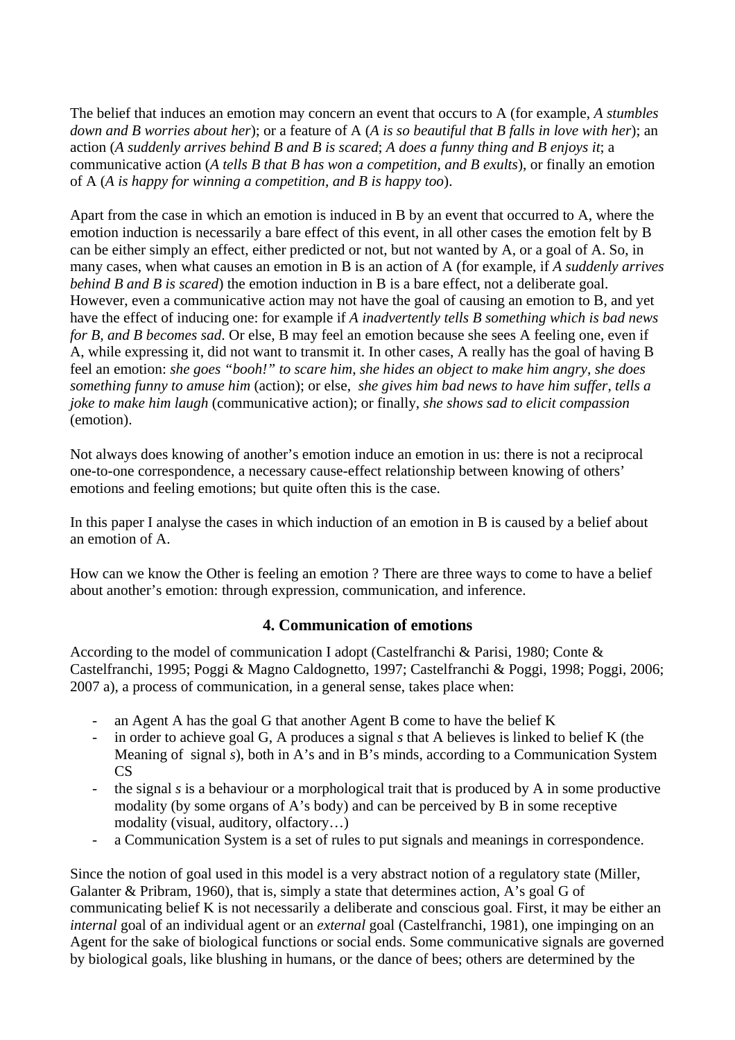The belief that induces an emotion may concern an event that occurs to A (for example, *A stumbles down and B worries about her*); or a feature of A (*A is so beautiful that B falls in love with her*); an action (*A suddenly arrives behind B and B is scared*; *A does a funny thing and B enjoys it*; a communicative action (*A tells B that B has won a competition, and B exults*), or finally an emotion of A (*A is happy for winning a competition, and B is happy too*).

Apart from the case in which an emotion is induced in B by an event that occurred to A, where the emotion induction is necessarily a bare effect of this event, in all other cases the emotion felt by B can be either simply an effect, either predicted or not, but not wanted by A, or a goal of A. So, in many cases, when what causes an emotion in B is an action of A (for example, if *A suddenly arrives behind B and B is scared*) the emotion induction in B is a bare effect, not a deliberate goal. However, even a communicative action may not have the goal of causing an emotion to B, and yet have the effect of inducing one: for example if *A inadvertently tells B something which is bad news for B, and B becomes sad*. Or else, B may feel an emotion because she sees A feeling one, even if A, while expressing it, did not want to transmit it. In other cases, A really has the goal of having B feel an emotion: *she goes "booh!" to scare him*, *she hides an object to make him angry*, *she does something funny to amuse him* (action); or else, *she gives him bad news to have him suffer*, *tells a joke to make him laugh* (communicative action); or finally, *she shows sad to elicit compassion* (emotion).

Not always does knowing of another's emotion induce an emotion in us: there is not a reciprocal one-to-one correspondence, a necessary cause-effect relationship between knowing of others' emotions and feeling emotions; but quite often this is the case.

In this paper I analyse the cases in which induction of an emotion in B is caused by a belief about an emotion of A.

How can we know the Other is feeling an emotion ? There are three ways to come to have a belief about another's emotion: through expression, communication, and inference.

## 4. Communication of emotions

According to the model of communication I adopt (Castelfranchi & Parisi, 1980; Conte & Castelfranchi, 1995; Poggi & Magno Caldognetto, 1997; Castelfranchi & Poggi, 1998; Poggi, 2006; 2007 a), a process of communication, in a general sense, takes place when:

- an Agent A has the goal G that another Agent B come to have the belief K
- in order to achieve goal G, A produces a signal *s* that A believes is linked to belief K (the Meaning of signal *s*), both in A's and in B's minds, according to a Communication System CS
- the signal *s* is a behaviour or a morphological trait that is produced by A in some productive modality (by some organs of A's body) and can be perceived by B in some receptive modality (visual, auditory, olfactory…)
- a Communication System is a set of rules to put signals and meanings in correspondence.

Since the notion of goal used in this model is a very abstract notion of a regulatory state (Miller, Galanter & Pribram, 1960), that is, simply a state that determines action, A's goal G of communicating belief K is not necessarily a deliberate and conscious goal. First, it may be either an *internal* goal of an individual agent or an *external* goal (Castelfranchi, 1981), one impinging on an Agent for the sake of biological functions or social ends. Some communicative signals are governed by biological goals, like blushing in humans, or the dance of bees; others are determined by the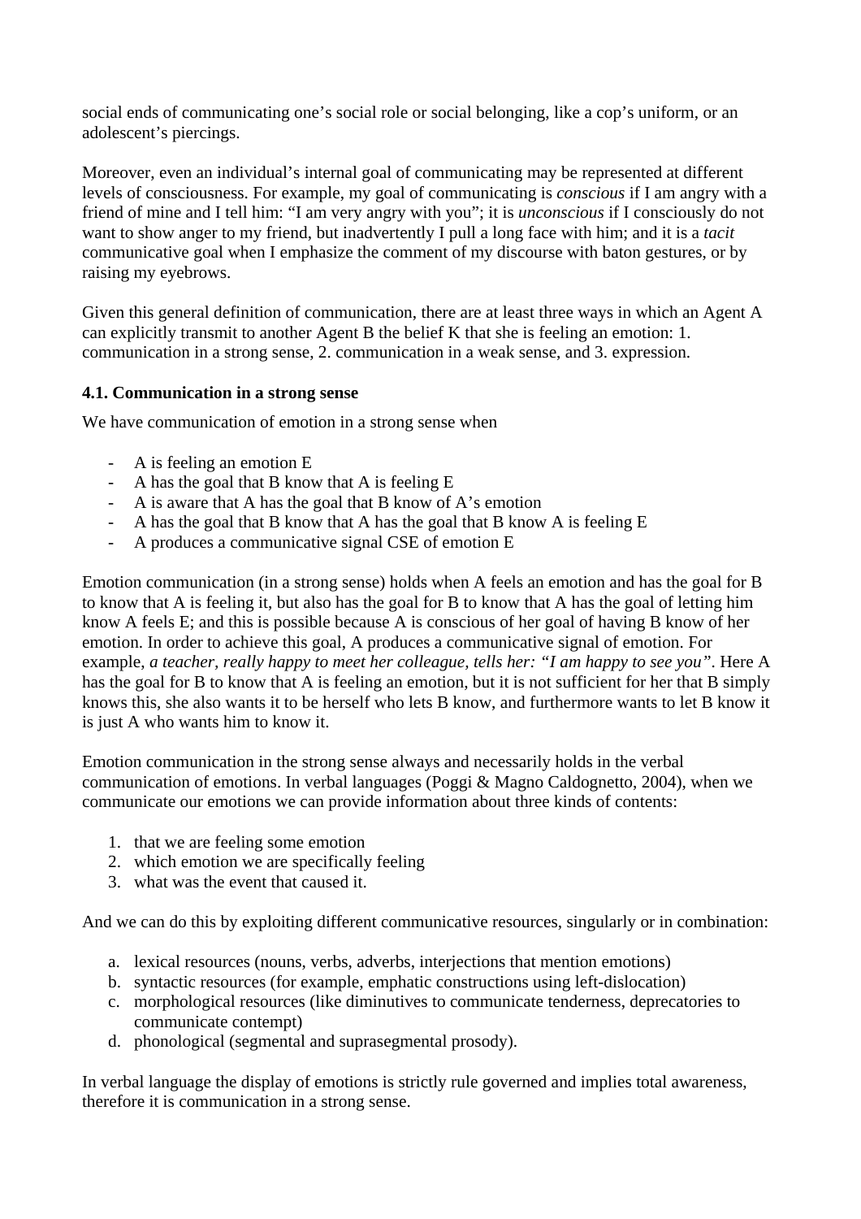social ends of communicating one's social role or social belonging, like a cop's uniform, or an adolescent's piercings.

Moreover, even an individual's internal goal of communicating may be represented at different levels of consciousness. For example, my goal of communicating is *conscious* if I am angry with a friend of mine and I tell him: "I am very angry with you"; it is *unconscious* if I consciously do not want to show anger to my friend, but inadvertently I pull a long face with him; and it is a *tacit* communicative goal when I emphasize the comment of my discourse with baton gestures, or by raising my eyebrows.

Given this general definition of communication, there are at least three ways in which an Agent A can explicitly transmit to another Agent B the belief K that she is feeling an emotion: 1. communication in a strong sense, 2. communication in a weak sense, and 3. expression.

### 4.1. Communication in a strong sense

We have communication of emotion in a strong sense when

- A is feeling an emotion E
- A has the goal that B know that A is feeling E
- A is aware that A has the goal that B know of A's emotion
- A has the goal that B know that A has the goal that B know A is feeling E
- A produces a communicative signal CSE of emotion E

Emotion communication (in a strong sense) holds when A feels an emotion and has the goal for B to know that A is feeling it, but also has the goal for B to know that A has the goal of letting him know A feels E; and this is possible because A is conscious of her goal of having B know of her emotion. In order to achieve this goal, A produces a communicative signal of emotion. For example, *a teacher, really happy to meet her colleague, tells her: "I am happy to see you"*. Here A has the goal for B to know that A is feeling an emotion, but it is not sufficient for her that B simply knows this, she also wants it to be herself who lets B know, and furthermore wants to let B know it is just A who wants him to know it.

Emotion communication in the strong sense always and necessarily holds in the verbal communication of emotions. In verbal languages (Poggi & Magno Caldognetto, 2004), when we communicate our emotions we can provide information about three kinds of contents:

1. that we are feeling some emotion
2. which emotion we are specifically feeling
3. what was the event that caused it.

And we can do this by exploiting different communicative resources, singularly or in combination:

a. lexical resources (nouns, verbs, adverbs, interjections that mention emotions)
b. syntactic resources (for example, emphatic constructions using left-dislocation)
c. morphological resources (like diminutives to communicate tenderness, deprecatories to communicate contempt)
d. phonological (segmental and suprasegmental prosody).

In verbal language the display of emotions is strictly rule governed and implies total awareness, therefore it is communication in a strong sense.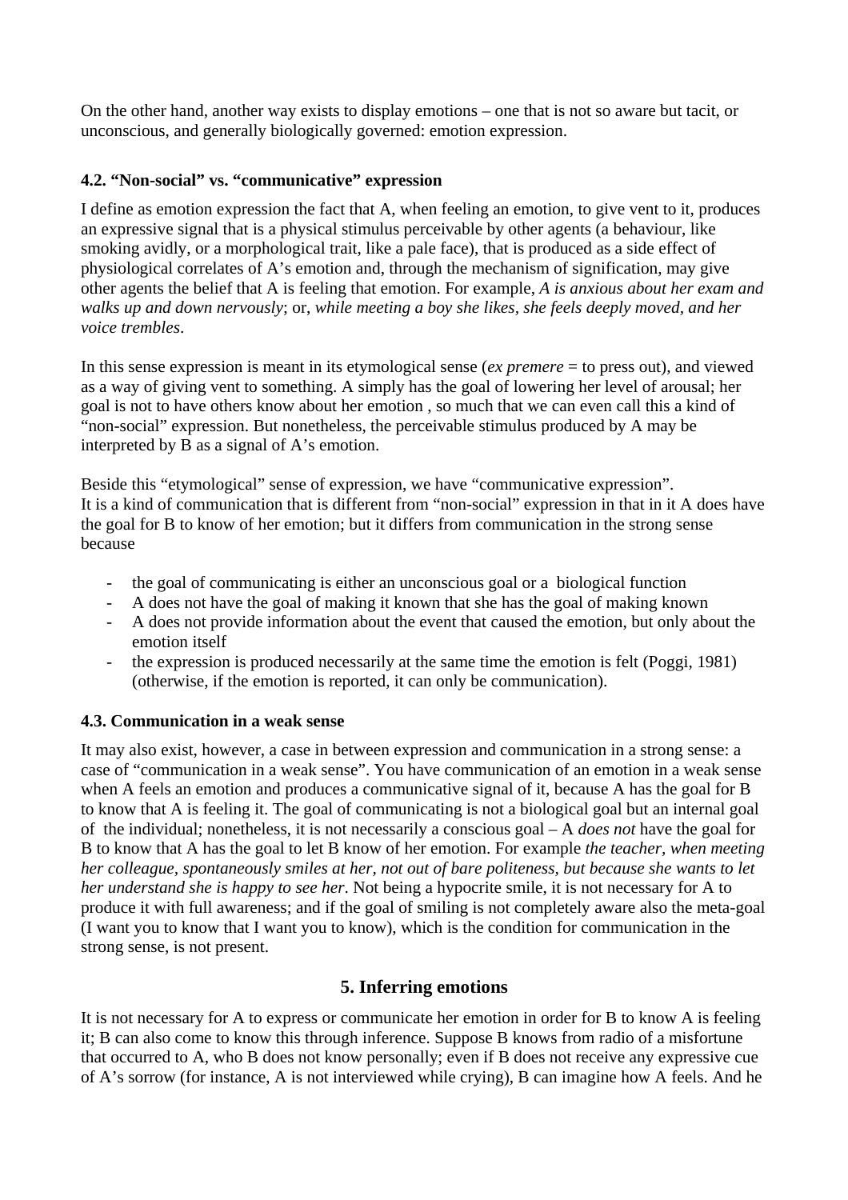On the other hand, another way exists to display emotions – one that is not so aware but tacit, or unconscious, and generally biologically governed: emotion expression.

### 4.2. "Non-social" vs. "communicative" expression

I define as emotion expression the fact that A, when feeling an emotion, to give vent to it, produces an expressive signal that is a physical stimulus perceivable by other agents (a behaviour, like smoking avidly, or a morphological trait, like a pale face), that is produced as a side effect of physiological correlates of A's emotion and, through the mechanism of signification, may give other agents the belief that A is feeling that emotion. For example, *A is anxious about her exam and walks up and down nervously*; or, *while meeting a boy she likes, she feels deeply moved, and her voice trembles*.

In this sense expression is meant in its etymological sense (*ex premere* = to press out), and viewed as a way of giving vent to something. A simply has the goal of lowering her level of arousal; her goal is not to have others know about her emotion , so much that we can even call this a kind of "non-social" expression. But nonetheless, the perceivable stimulus produced by A may be interpreted by B as a signal of A's emotion.

Beside this "etymological" sense of expression, we have "communicative expression".
It is a kind of communication that is different from "non-social" expression in that in it A does have the goal for B to know of her emotion; but it differs from communication in the strong sense because

- the goal of communicating is either an unconscious goal or a biological function
- A does not have the goal of making it known that she has the goal of making known
- A does not provide information about the event that caused the emotion, but only about the emotion itself
- the expression is produced necessarily at the same time the emotion is felt (Poggi, 1981) (otherwise, if the emotion is reported, it can only be communication).

### 4.3. Communication in a weak sense

It may also exist, however, a case in between expression and communication in a strong sense: a case of "communication in a weak sense". You have communication of an emotion in a weak sense when A feels an emotion and produces a communicative signal of it, because A has the goal for B to know that A is feeling it. The goal of communicating is not a biological goal but an internal goal of the individual; nonetheless, it is not necessarily a conscious goal – A *does not* have the goal for B to know that A has the goal to let B know of her emotion. For example *the teacher, when meeting her colleague, spontaneously smiles at her, not out of bare politeness, but because she wants to let her understand she is happy to see her*. Not being a hypocrite smile, it is not necessary for A to produce it with full awareness; and if the goal of smiling is not completely aware also the meta-goal (I want you to know that I want you to know), which is the condition for communication in the strong sense, is not present.

## 5. Inferring emotions

It is not necessary for A to express or communicate her emotion in order for B to know A is feeling it; B can also come to know this through inference. Suppose B knows from radio of a misfortune that occurred to A, who B does not know personally; even if B does not receive any expressive cue of A's sorrow (for instance, A is not interviewed while crying), B can imagine how A feels. And he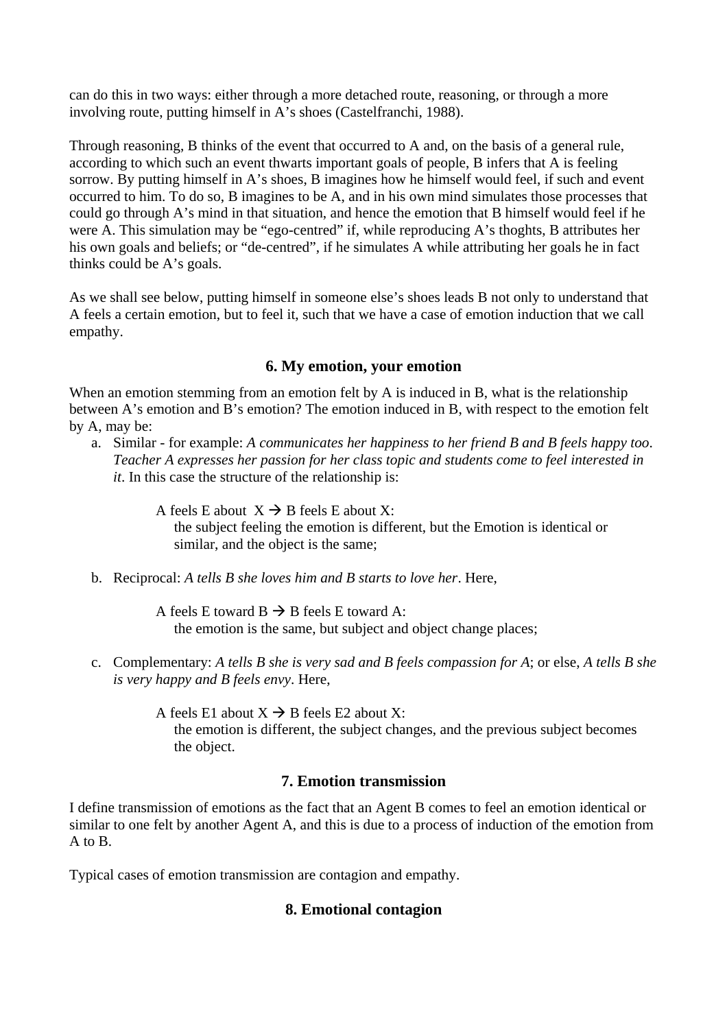can do this in two ways: either through a more detached route, reasoning, or through a more involving route, putting himself in A's shoes (Castelfranchi, 1988).

Through reasoning, B thinks of the event that occurred to A and, on the basis of a general rule, according to which such an event thwarts important goals of people, B infers that A is feeling sorrow. By putting himself in A's shoes, B imagines how he himself would feel, if such and event occurred to him. To do so, B imagines to be A, and in his own mind simulates those processes that could go through A's mind in that situation, and hence the emotion that B himself would feel if he were A. This simulation may be "ego-centred" if, while reproducing A's thoghts, B attributes her his own goals and beliefs; or "de-centred", if he simulates A while attributing her goals he in fact thinks could be A's goals.

As we shall see below, putting himself in someone else's shoes leads B not only to understand that A feels a certain emotion, but to feel it, such that we have a case of emotion induction that we call empathy.

## 6. My emotion, your emotion

When an emotion stemming from an emotion felt by A is induced in B, what is the relationship between A's emotion and B's emotion? The emotion induced in B, with respect to the emotion felt by A, may be:

a. Similar - for example: *A communicates her happiness to her friend B and B feels happy too*. *Teacher A expresses her passion for her class topic and students come to feel interested in it*. In this case the structure of the relationship is:

    A feels E about X → B feels E about X:
    the subject feeling the emotion is different, but the Emotion is identical or similar, and the object is the same;

b. Reciprocal: *A tells B she loves him and B starts to love her*. Here,

    A feels E toward B → B feels E toward A:
    the emotion is the same, but subject and object change places;

c. Complementary: *A tells B she is very sad and B feels compassion for A*; or else, *A tells B she is very happy and B feels envy*. Here,

    A feels E1 about X → B feels E2 about X:
    the emotion is different, the subject changes, and the previous subject becomes the object.

## 7. Emotion transmission

I define transmission of emotions as the fact that an Agent B comes to feel an emotion identical or similar to one felt by another Agent A, and this is due to a process of induction of the emotion from A to B.

Typical cases of emotion transmission are contagion and empathy.

## 8. Emotional contagion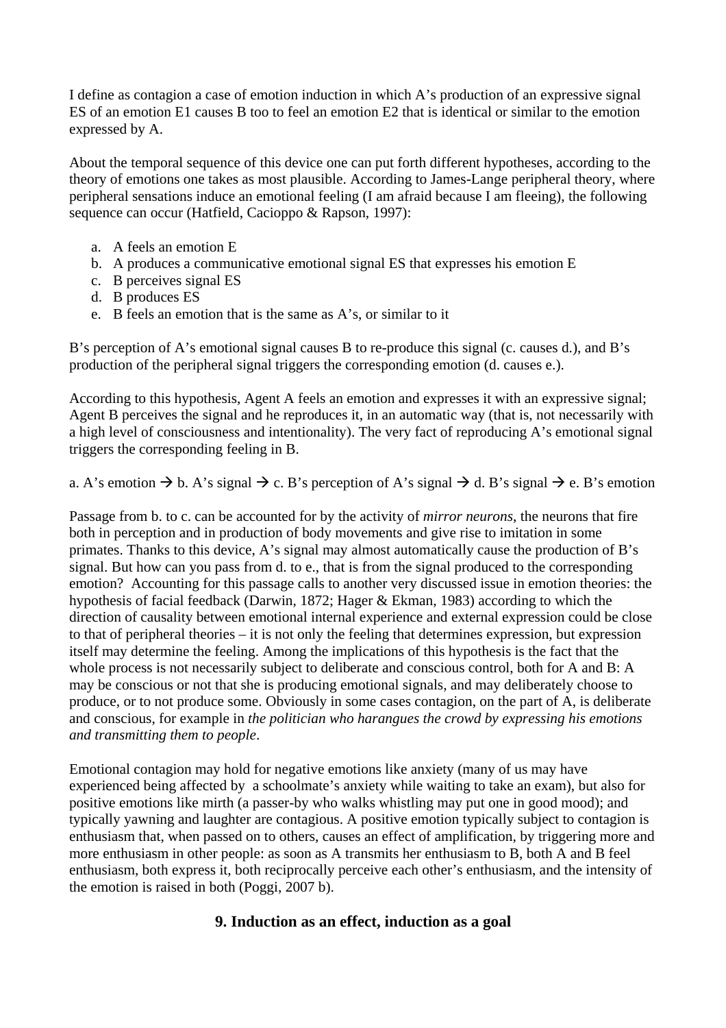I define as contagion a case of emotion induction in which A's production of an expressive signal ES of an emotion E1 causes B too to feel an emotion E2 that is identical or similar to the emotion expressed by A.

About the temporal sequence of this device one can put forth different hypotheses, according to the theory of emotions one takes as most plausible. According to James-Lange peripheral theory, where peripheral sensations induce an emotional feeling (I am afraid because I am fleeing), the following sequence can occur (Hatfield, Cacioppo & Rapson, 1997):

a. A feels an emotion E
b. A produces a communicative emotional signal ES that expresses his emotion E
c. B perceives signal ES
d. B produces ES
e. B feels an emotion that is the same as A's, or similar to it

B's perception of A's emotional signal causes B to re-produce this signal (c. causes d.), and B's production of the peripheral signal triggers the corresponding emotion (d. causes e.).

According to this hypothesis, Agent A feels an emotion and expresses it with an expressive signal; Agent B perceives the signal and he reproduces it, in an automatic way (that is, not necessarily with a high level of consciousness and intentionality). The very fact of reproducing A's emotional signal triggers the corresponding feeling in B.

a. A's emotion → b. A's signal → c. B's perception of A's signal → d. B's signal → e. B's emotion

Passage from b. to c. can be accounted for by the activity of *mirror neurons*, the neurons that fire both in perception and in production of body movements and give rise to imitation in some primates. Thanks to this device, A's signal may almost automatically cause the production of B's signal. But how can you pass from d. to e., that is from the signal produced to the corresponding emotion? Accounting for this passage calls to another very discussed issue in emotion theories: the hypothesis of facial feedback (Darwin, 1872; Hager & Ekman, 1983) according to which the direction of causality between emotional internal experience and external expression could be close to that of peripheral theories – it is not only the feeling that determines expression, but expression itself may determine the feeling. Among the implications of this hypothesis is the fact that the whole process is not necessarily subject to deliberate and conscious control, both for A and B: A may be conscious or not that she is producing emotional signals, and may deliberately choose to produce, or to not produce some. Obviously in some cases contagion, on the part of A, is deliberate and conscious, for example in *the politician who harangues the crowd by expressing his emotions and transmitting them to people*.

Emotional contagion may hold for negative emotions like anxiety (many of us may have experienced being affected by a schoolmate's anxiety while waiting to take an exam), but also for positive emotions like mirth (a passer-by who walks whistling may put one in good mood); and typically yawning and laughter are contagious. A positive emotion typically subject to contagion is enthusiasm that, when passed on to others, causes an effect of amplification, by triggering more and more enthusiasm in other people: as soon as A transmits her enthusiasm to B, both A and B feel enthusiasm, both express it, both reciprocally perceive each other's enthusiasm, and the intensity of the emotion is raised in both (Poggi, 2007 b).

## 9. Induction as an effect, induction as a goal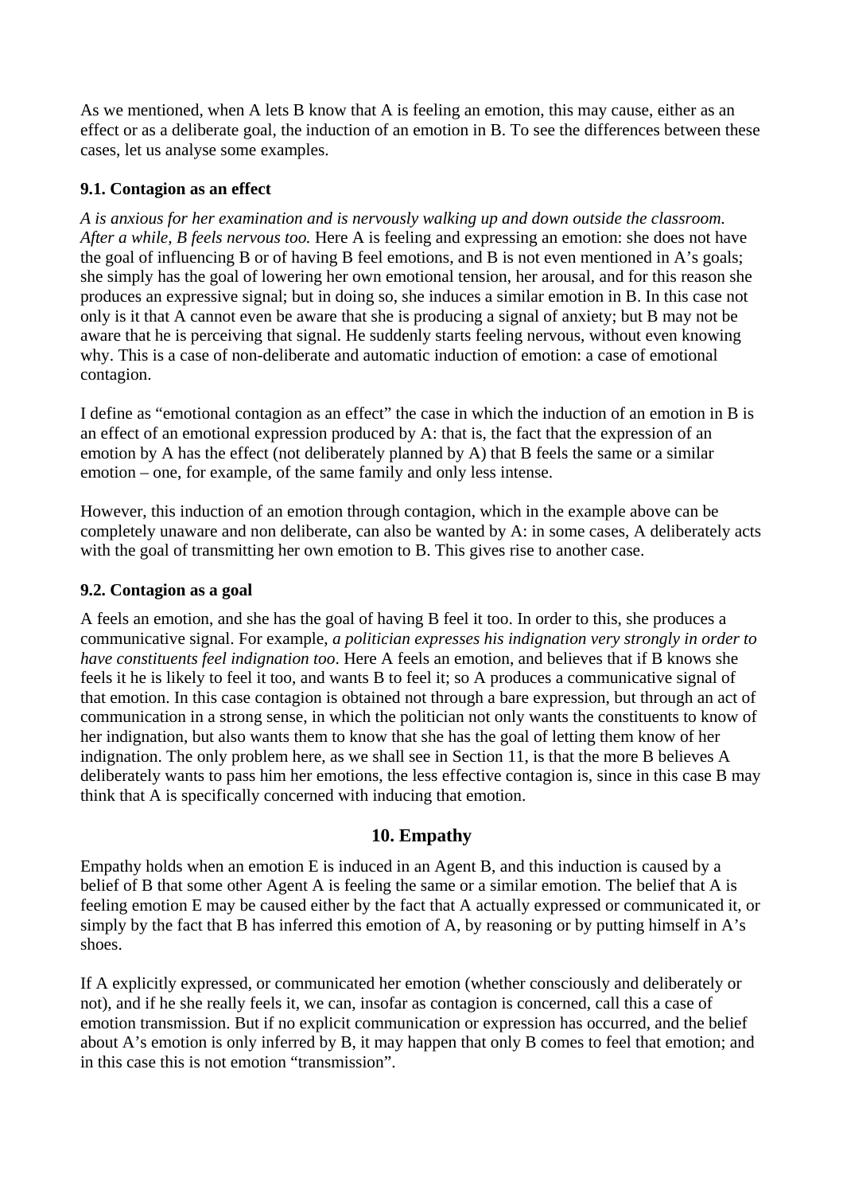As we mentioned, when A lets B know that A is feeling an emotion, this may cause, either as an effect or as a deliberate goal, the induction of an emotion in B. To see the differences between these cases, let us analyse some examples.

### 9.1. Contagion as an effect

*A is anxious for her examination and is nervously walking up and down outside the classroom. After a while, B feels nervous too.* Here A is feeling and expressing an emotion: she does not have the goal of influencing B or of having B feel emotions, and B is not even mentioned in A's goals; she simply has the goal of lowering her own emotional tension, her arousal, and for this reason she produces an expressive signal; but in doing so, she induces a similar emotion in B. In this case not only is it that A cannot even be aware that she is producing a signal of anxiety; but B may not be aware that he is perceiving that signal. He suddenly starts feeling nervous, without even knowing why. This is a case of non-deliberate and automatic induction of emotion: a case of emotional contagion.

I define as "emotional contagion as an effect" the case in which the induction of an emotion in B is an effect of an emotional expression produced by A: that is, the fact that the expression of an emotion by A has the effect (not deliberately planned by A) that B feels the same or a similar emotion – one, for example, of the same family and only less intense.

However, this induction of an emotion through contagion, which in the example above can be completely unaware and non deliberate, can also be wanted by A: in some cases, A deliberately acts with the goal of transmitting her own emotion to B. This gives rise to another case.

### 9.2. Contagion as a goal

A feels an emotion, and she has the goal of having B feel it too. In order to this, she produces a communicative signal. For example, *a politician expresses his indignation very strongly in order to have constituents feel indignation too*. Here A feels an emotion, and believes that if B knows she feels it he is likely to feel it too, and wants B to feel it; so A produces a communicative signal of that emotion. In this case contagion is obtained not through a bare expression, but through an act of communication in a strong sense, in which the politician not only wants the constituents to know of her indignation, but also wants them to know that she has the goal of letting them know of her indignation. The only problem here, as we shall see in Section 11, is that the more B believes A deliberately wants to pass him her emotions, the less effective contagion is, since in this case B may think that A is specifically concerned with inducing that emotion.

## 10. Empathy

Empathy holds when an emotion E is induced in an Agent B, and this induction is caused by a belief of B that some other Agent A is feeling the same or a similar emotion. The belief that A is feeling emotion E may be caused either by the fact that A actually expressed or communicated it, or simply by the fact that B has inferred this emotion of A, by reasoning or by putting himself in A's shoes.

If A explicitly expressed, or communicated her emotion (whether consciously and deliberately or not), and if he she really feels it, we can, insofar as contagion is concerned, call this a case of emotion transmission. But if no explicit communication or expression has occurred, and the belief about A's emotion is only inferred by B, it may happen that only B comes to feel that emotion; and in this case this is not emotion "transmission".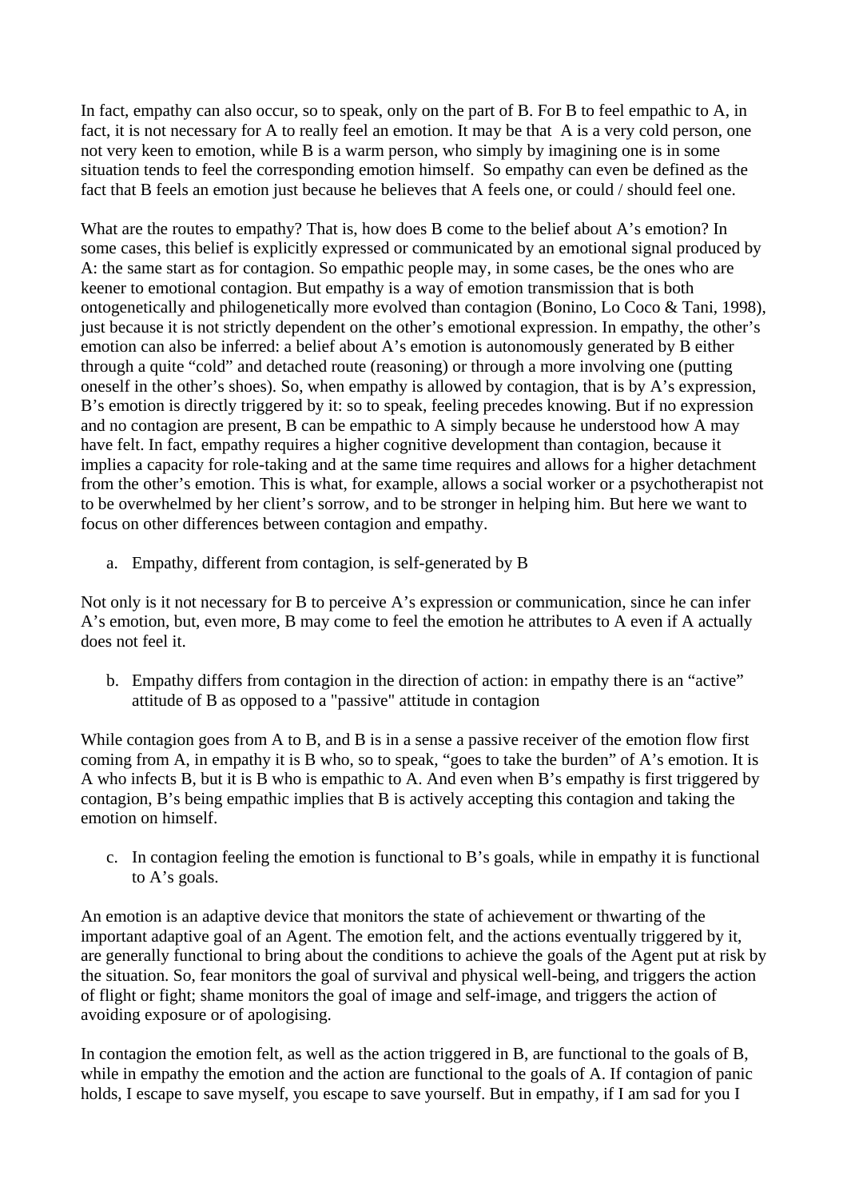In fact, empathy can also occur, so to speak, only on the part of B. For B to feel empathic to A, in fact, it is not necessary for A to really feel an emotion. It may be that A is a very cold person, one not very keen to emotion, while B is a warm person, who simply by imagining one is in some situation tends to feel the corresponding emotion himself. So empathy can even be defined as the fact that B feels an emotion just because he believes that A feels one, or could / should feel one.

What are the routes to empathy? That is, how does B come to the belief about A's emotion? In some cases, this belief is explicitly expressed or communicated by an emotional signal produced by A: the same start as for contagion. So empathic people may, in some cases, be the ones who are keener to emotional contagion. But empathy is a way of emotion transmission that is both ontogenetically and philogenetically more evolved than contagion (Bonino, Lo Coco & Tani, 1998), just because it is not strictly dependent on the other's emotional expression. In empathy, the other's emotion can also be inferred: a belief about A's emotion is autonomously generated by B either through a quite "cold" and detached route (reasoning) or through a more involving one (putting oneself in the other's shoes). So, when empathy is allowed by contagion, that is by A's expression, B's emotion is directly triggered by it: so to speak, feeling precedes knowing. But if no expression and no contagion are present, B can be empathic to A simply because he understood how A may have felt. In fact, empathy requires a higher cognitive development than contagion, because it implies a capacity for role-taking and at the same time requires and allows for a higher detachment from the other's emotion. This is what, for example, allows a social worker or a psychotherapist not to be overwhelmed by her client's sorrow, and to be stronger in helping him. But here we want to focus on other differences between contagion and empathy.

a. Empathy, different from contagion, is self-generated by B

Not only is it not necessary for B to perceive A's expression or communication, since he can infer A's emotion, but, even more, B may come to feel the emotion he attributes to A even if A actually does not feel it.

b. Empathy differs from contagion in the direction of action: in empathy there is an "active" attitude of B as opposed to a "passive" attitude in contagion

While contagion goes from A to B, and B is in a sense a passive receiver of the emotion flow first coming from A, in empathy it is B who, so to speak, "goes to take the burden" of A's emotion. It is A who infects B, but it is B who is empathic to A. And even when B's empathy is first triggered by contagion, B's being empathic implies that B is actively accepting this contagion and taking the emotion on himself.

c. In contagion feeling the emotion is functional to B's goals, while in empathy it is functional to A's goals.

An emotion is an adaptive device that monitors the state of achievement or thwarting of the important adaptive goal of an Agent. The emotion felt, and the actions eventually triggered by it, are generally functional to bring about the conditions to achieve the goals of the Agent put at risk by the situation. So, fear monitors the goal of survival and physical well-being, and triggers the action of flight or fight; shame monitors the goal of image and self-image, and triggers the action of avoiding exposure or of apologising.

In contagion the emotion felt, as well as the action triggered in B, are functional to the goals of B, while in empathy the emotion and the action are functional to the goals of A. If contagion of panic holds, I escape to save myself, you escape to save yourself. But in empathy, if I am sad for you I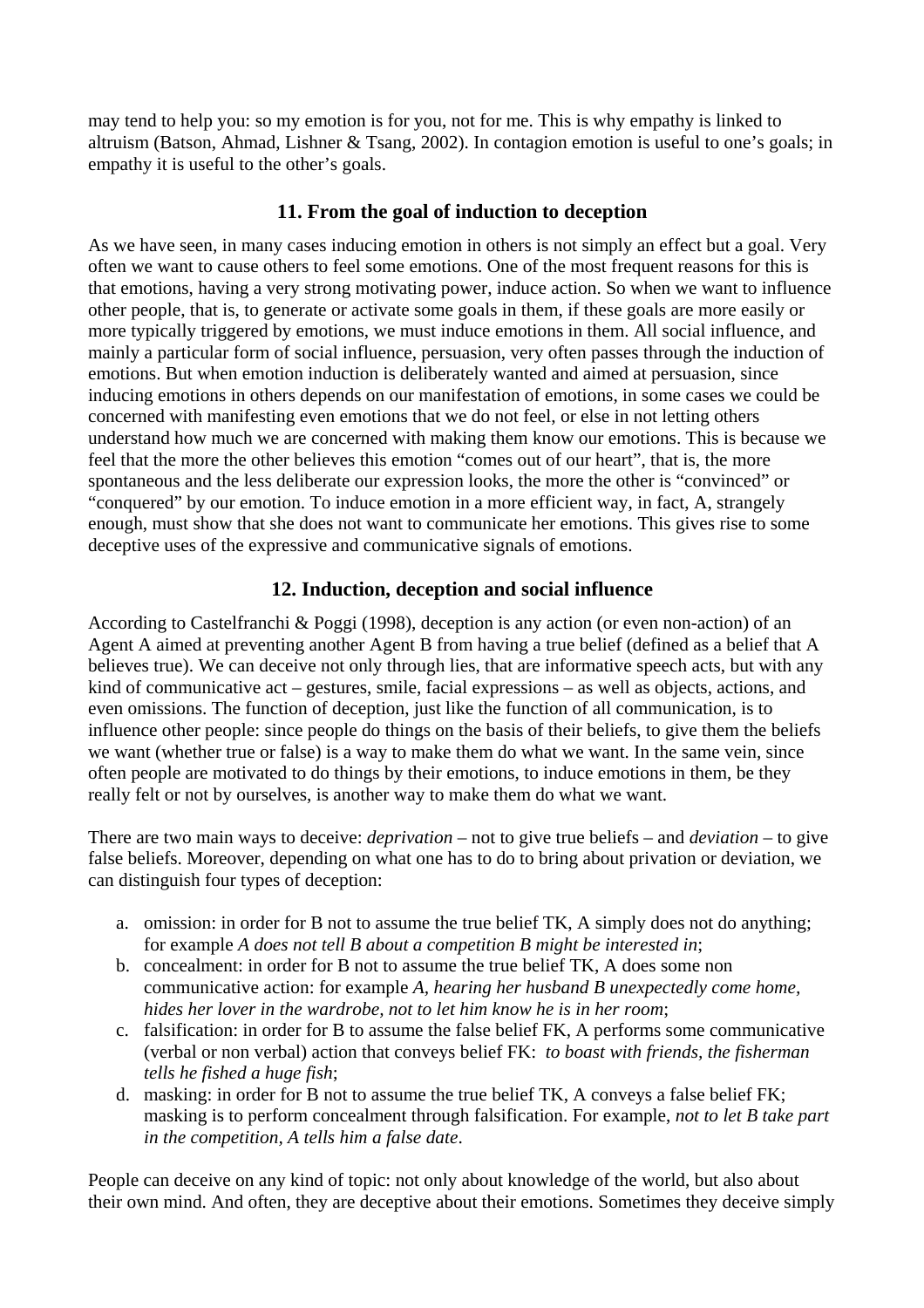may tend to help you: so my emotion is for you, not for me. This is why empathy is linked to altruism (Batson, Ahmad, Lishner & Tsang, 2002). In contagion emotion is useful to one's goals; in empathy it is useful to the other's goals.

## 11. From the goal of induction to deception

As we have seen, in many cases inducing emotion in others is not simply an effect but a goal. Very often we want to cause others to feel some emotions. One of the most frequent reasons for this is that emotions, having a very strong motivating power, induce action. So when we want to influence other people, that is, to generate or activate some goals in them, if these goals are more easily or more typically triggered by emotions, we must induce emotions in them. All social influence, and mainly a particular form of social influence, persuasion, very often passes through the induction of emotions. But when emotion induction is deliberately wanted and aimed at persuasion, since inducing emotions in others depends on our manifestation of emotions, in some cases we could be concerned with manifesting even emotions that we do not feel, or else in not letting others understand how much we are concerned with making them know our emotions. This is because we feel that the more the other believes this emotion "comes out of our heart", that is, the more spontaneous and the less deliberate our expression looks, the more the other is "convinced" or "conquered" by our emotion. To induce emotion in a more efficient way, in fact, A, strangely enough, must show that she does not want to communicate her emotions. This gives rise to some deceptive uses of the expressive and communicative signals of emotions.

## 12. Induction, deception and social influence

According to Castelfranchi & Poggi (1998), deception is any action (or even non-action) of an Agent A aimed at preventing another Agent B from having a true belief (defined as a belief that A believes true). We can deceive not only through lies, that are informative speech acts, but with any kind of communicative act – gestures, smile, facial expressions – as well as objects, actions, and even omissions. The function of deception, just like the function of all communication, is to influence other people: since people do things on the basis of their beliefs, to give them the beliefs we want (whether true or false) is a way to make them do what we want. In the same vein, since often people are motivated to do things by their emotions, to induce emotions in them, be they really felt or not by ourselves, is another way to make them do what we want.

There are two main ways to deceive: *deprivation* – not to give true beliefs – and *deviation* – to give false beliefs. Moreover, depending on what one has to do to bring about privation or deviation, we can distinguish four types of deception:

a. omission: in order for B not to assume the true belief TK, A simply does not do anything; for example *A does not tell B about a competition B might be interested in*;
b. concealment: in order for B not to assume the true belief TK, A does some non communicative action: for example *A, hearing her husband B unexpectedly come home, hides her lover in the wardrobe, not to let him know he is in her room*;
c. falsification: in order for B to assume the false belief FK, A performs some communicative (verbal or non verbal) action that conveys belief FK: *to boast with friends, the fisherman tells he fished a huge fish*;
d. masking: in order for B not to assume the true belief TK, A conveys a false belief FK; masking is to perform concealment through falsification. For example, *not to let B take part in the competition, A tells him a false date*.

People can deceive on any kind of topic: not only about knowledge of the world, but also about their own mind. And often, they are deceptive about their emotions. Sometimes they deceive simply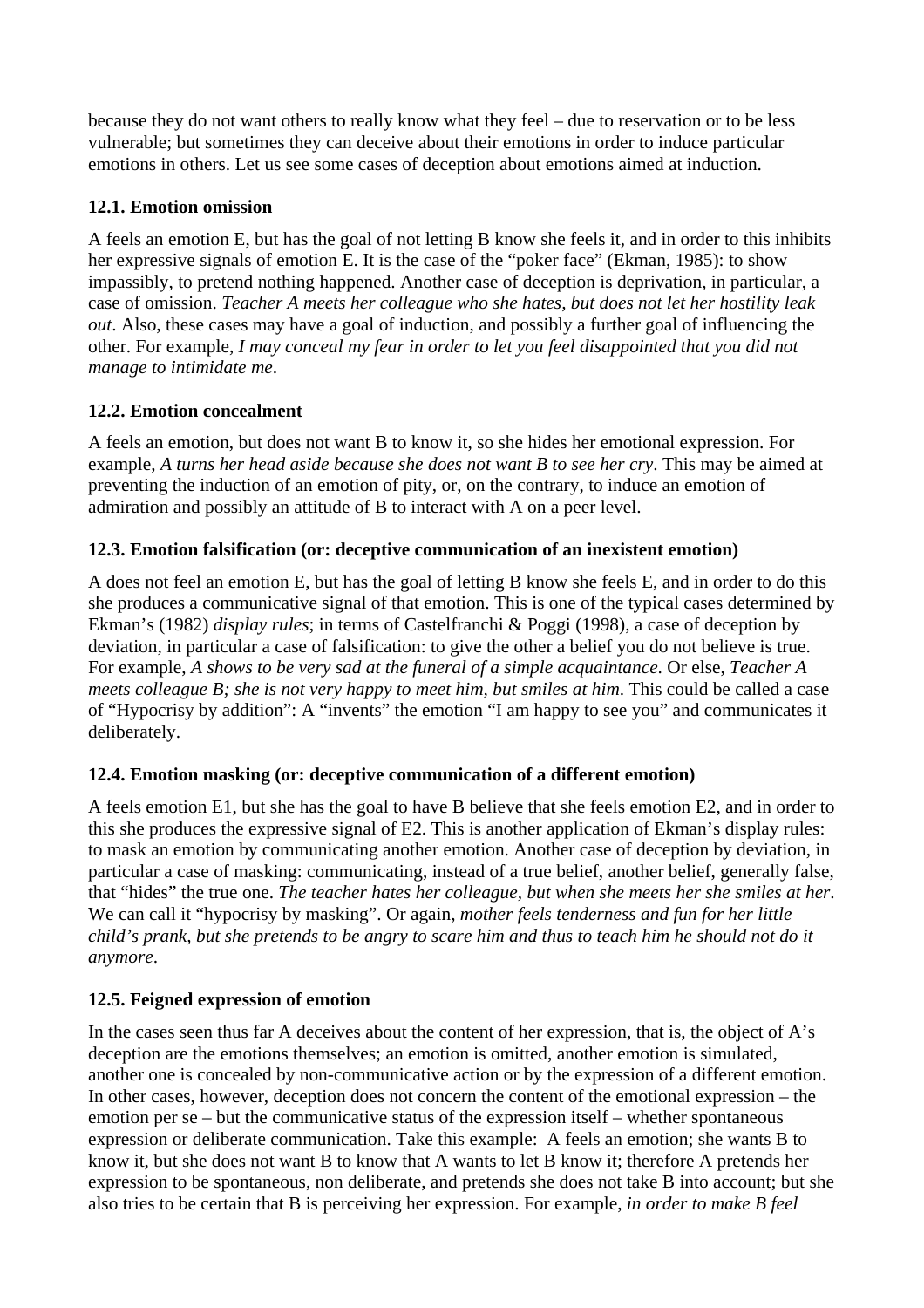because they do not want others to really know what they feel – due to reservation or to be less vulnerable; but sometimes they can deceive about their emotions in order to induce particular emotions in others. Let us see some cases of deception about emotions aimed at induction.

### 12.1. Emotion omission

A feels an emotion E, but has the goal of not letting B know she feels it, and in order to this inhibits her expressive signals of emotion E. It is the case of the "poker face" (Ekman, 1985): to show impassibly, to pretend nothing happened. Another case of deception is deprivation, in particular, a case of omission. *Teacher A meets her colleague who she hates, but does not let her hostility leak out*. Also, these cases may have a goal of induction, and possibly a further goal of influencing the other. For example, *I may conceal my fear in order to let you feel disappointed that you did not manage to intimidate me*.

### 12.2. Emotion concealment

A feels an emotion, but does not want B to know it, so she hides her emotional expression. For example, *A turns her head aside because she does not want B to see her cry*. This may be aimed at preventing the induction of an emotion of pity, or, on the contrary, to induce an emotion of admiration and possibly an attitude of B to interact with A on a peer level.

### 12.3. Emotion falsification (or: deceptive communication of an inexistent emotion)

A does not feel an emotion E, but has the goal of letting B know she feels E, and in order to do this she produces a communicative signal of that emotion. This is one of the typical cases determined by Ekman's (1982) *display rules*; in terms of Castelfranchi & Poggi (1998), a case of deception by deviation, in particular a case of falsification: to give the other a belief you do not believe is true. For example, *A shows to be very sad at the funeral of a simple acquaintance*. Or else, *Teacher A meets colleague B; she is not very happy to meet him, but smiles at him*. This could be called a case of "Hypocrisy by addition": A "invents" the emotion "I am happy to see you" and communicates it deliberately.

### 12.4. Emotion masking (or: deceptive communication of a different emotion)

A feels emotion E1, but she has the goal to have B believe that she feels emotion E2, and in order to this she produces the expressive signal of E2. This is another application of Ekman's display rules: to mask an emotion by communicating another emotion. Another case of deception by deviation, in particular a case of masking: communicating, instead of a true belief, another belief, generally false, that "hides" the true one. *The teacher hates her colleague, but when she meets her she smiles at her*. We can call it "hypocrisy by masking". Or again, *mother feels tenderness and fun for her little child's prank, but she pretends to be angry to scare him and thus to teach him he should not do it anymore*.

### 12.5. Feigned expression of emotion

In the cases seen thus far A deceives about the content of her expression, that is, the object of A's deception are the emotions themselves; an emotion is omitted, another emotion is simulated, another one is concealed by non-communicative action or by the expression of a different emotion. In other cases, however, deception does not concern the content of the emotional expression – the emotion per se – but the communicative status of the expression itself – whether spontaneous expression or deliberate communication. Take this example: A feels an emotion; she wants B to know it, but she does not want B to know that A wants to let B know it; therefore A pretends her expression to be spontaneous, non deliberate, and pretends she does not take B into account; but she also tries to be certain that B is perceiving her expression. For example, *in order to make B feel*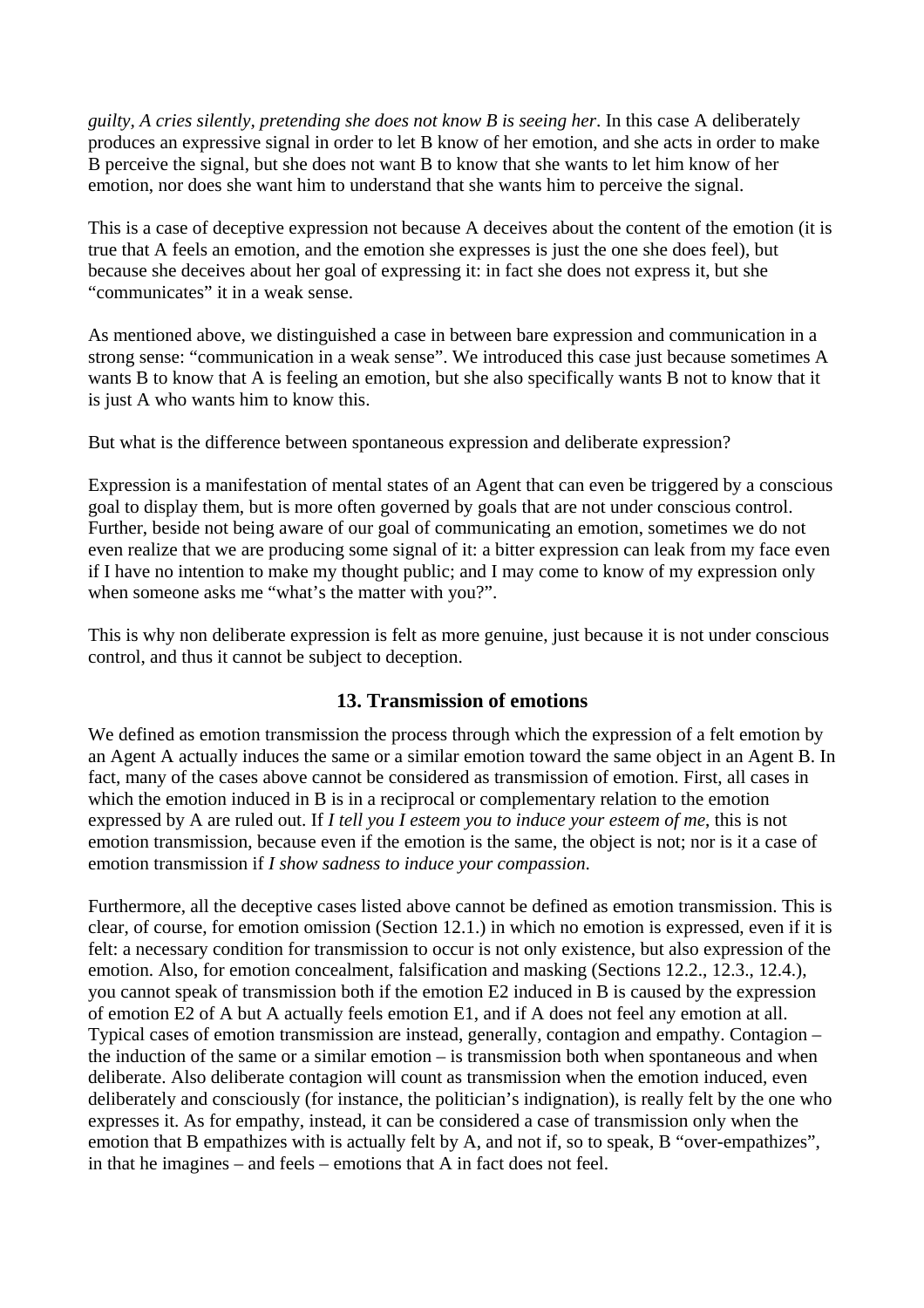*guilty, A cries silently, pretending she does not know B is seeing her*. In this case A deliberately produces an expressive signal in order to let B know of her emotion, and she acts in order to make B perceive the signal, but she does not want B to know that she wants to let him know of her emotion, nor does she want him to understand that she wants him to perceive the signal.

This is a case of deceptive expression not because A deceives about the content of the emotion (it is true that A feels an emotion, and the emotion she expresses is just the one she does feel), but because she deceives about her goal of expressing it: in fact she does not express it, but she "communicates" it in a weak sense.

As mentioned above, we distinguished a case in between bare expression and communication in a strong sense: "communication in a weak sense". We introduced this case just because sometimes A wants B to know that A is feeling an emotion, but she also specifically wants B not to know that it is just A who wants him to know this.

But what is the difference between spontaneous expression and deliberate expression?

Expression is a manifestation of mental states of an Agent that can even be triggered by a conscious goal to display them, but is more often governed by goals that are not under conscious control. Further, beside not being aware of our goal of communicating an emotion, sometimes we do not even realize that we are producing some signal of it: a bitter expression can leak from my face even if I have no intention to make my thought public; and I may come to know of my expression only when someone asks me "what's the matter with you?".

This is why non deliberate expression is felt as more genuine, just because it is not under conscious control, and thus it cannot be subject to deception.

## 13. Transmission of emotions

We defined as emotion transmission the process through which the expression of a felt emotion by an Agent A actually induces the same or a similar emotion toward the same object in an Agent B. In fact, many of the cases above cannot be considered as transmission of emotion. First, all cases in which the emotion induced in B is in a reciprocal or complementary relation to the emotion expressed by A are ruled out. If *I tell you I esteem you to induce your esteem of me*, this is not emotion transmission, because even if the emotion is the same, the object is not; nor is it a case of emotion transmission if *I show sadness to induce your compassion*.

Furthermore, all the deceptive cases listed above cannot be defined as emotion transmission. This is clear, of course, for emotion omission (Section 12.1.) in which no emotion is expressed, even if it is felt: a necessary condition for transmission to occur is not only existence, but also expression of the emotion. Also, for emotion concealment, falsification and masking (Sections 12.2., 12.3., 12.4.), you cannot speak of transmission both if the emotion E2 induced in B is caused by the expression of emotion E2 of A but A actually feels emotion E1, and if A does not feel any emotion at all. Typical cases of emotion transmission are instead, generally, contagion and empathy. Contagion – the induction of the same or a similar emotion – is transmission both when spontaneous and when deliberate. Also deliberate contagion will count as transmission when the emotion induced, even deliberately and consciously (for instance, the politician's indignation), is really felt by the one who expresses it. As for empathy, instead, it can be considered a case of transmission only when the emotion that B empathizes with is actually felt by A, and not if, so to speak, B "over-empathizes", in that he imagines – and feels – emotions that A in fact does not feel.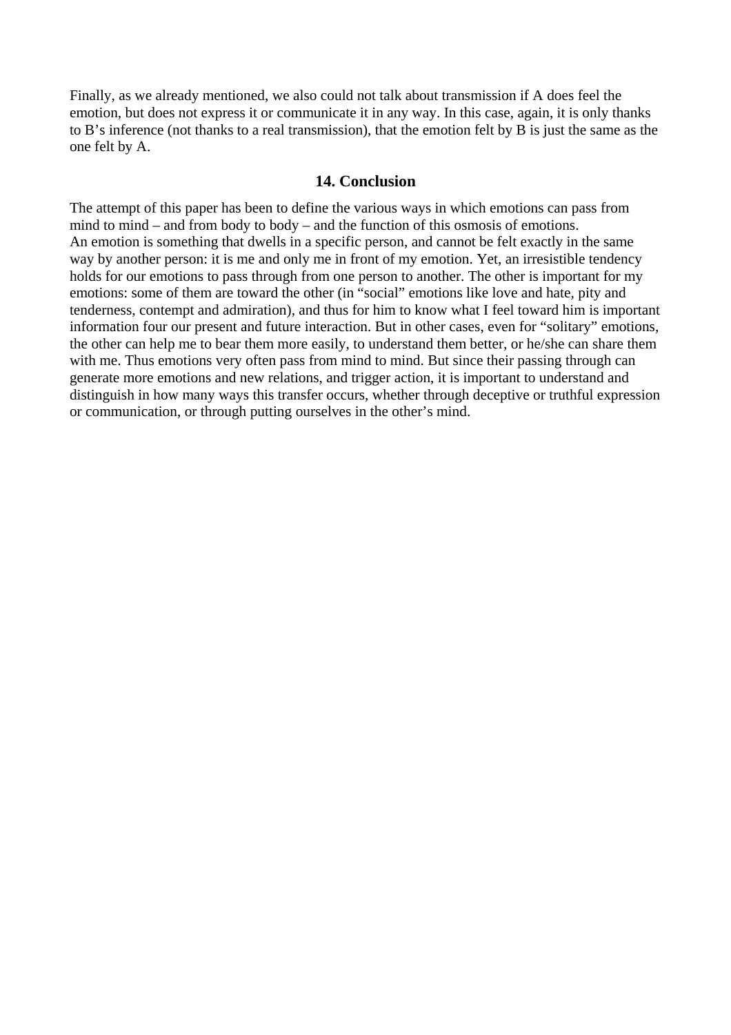Finally, as we already mentioned, we also could not talk about transmission if A does feel the emotion, but does not express it or communicate it in any way. In this case, again, it is only thanks to B's inference (not thanks to a real transmission), that the emotion felt by B is just the same as the one felt by A.

## 14. Conclusion

The attempt of this paper has been to define the various ways in which emotions can pass from mind to mind – and from body to body – and the function of this osmosis of emotions.
An emotion is something that dwells in a specific person, and cannot be felt exactly in the same way by another person: it is me and only me in front of my emotion. Yet, an irresistible tendency holds for our emotions to pass through from one person to another. The other is important for my emotions: some of them are toward the other (in "social" emotions like love and hate, pity and tenderness, contempt and admiration), and thus for him to know what I feel toward him is important information four our present and future interaction. But in other cases, even for "solitary" emotions, the other can help me to bear them more easily, to understand them better, or he/she can share them with me. Thus emotions very often pass from mind to mind. But since their passing through can generate more emotions and new relations, and trigger action, it is important to understand and distinguish in how many ways this transfer occurs, whether through deceptive or truthful expression or communication, or through putting ourselves in the other's mind.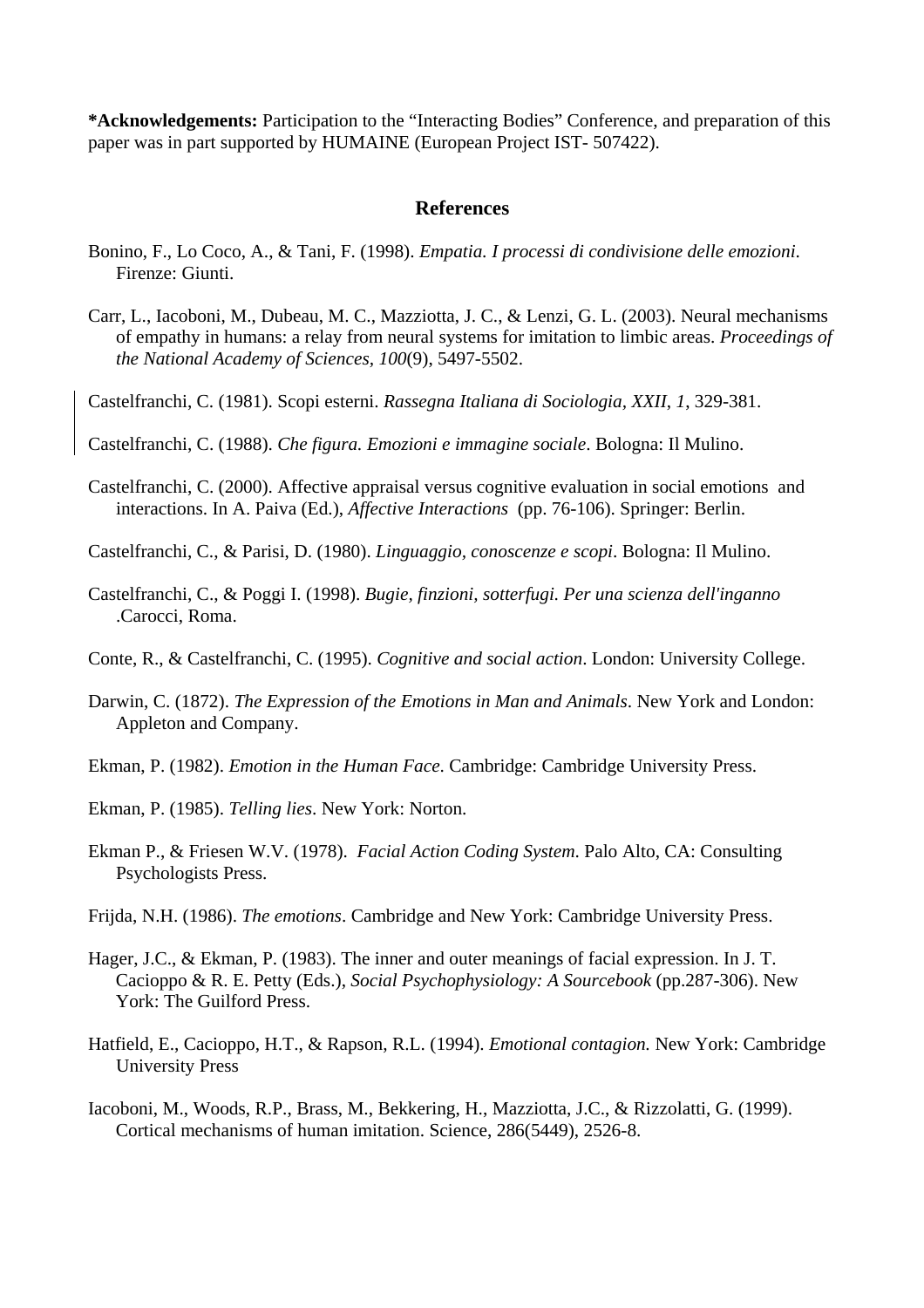**\*Acknowledgements:** Participation to the "Interacting Bodies" Conference, and preparation of this paper was in part supported by HUMAINE (European Project IST- 507422).

## References

Bonino, F., Lo Coco, A., & Tani, F. (1998). *Empatia. I processi di condivisione delle emozioni*. Firenze: Giunti.

Carr, L., Iacoboni, M., Dubeau, M. C., Mazziotta, J. C., & Lenzi, G. L. (2003). Neural mechanisms of empathy in humans: a relay from neural systems for imitation to limbic areas. *Proceedings of the National Academy of Sciences*, *100*(9), 5497-5502.

Castelfranchi, C. (1981). Scopi esterni. *Rassegna Italiana di Sociologia, XXII*, *1*, 329-381.

Castelfranchi, C. (1988). *Che figura. Emozioni e immagine sociale*. Bologna: Il Mulino.

Castelfranchi, C. (2000). Affective appraisal versus cognitive evaluation in social emotions and interactions. In A. Paiva (Ed.), *Affective Interactions* (pp. 76-106). Springer: Berlin.

Castelfranchi, C., & Parisi, D. (1980). *Linguaggio, conoscenze e scopi*. Bologna: Il Mulino.

Castelfranchi, C., & Poggi I. (1998). *Bugie, finzioni, sotterfugi. Per una scienza dell'inganno* .Carocci, Roma.

Conte, R., & Castelfranchi, C. (1995). *Cognitive and social action*. London: University College.

Darwin, C. (1872). *The Expression of the Emotions in Man and Animals*. New York and London: Appleton and Company.

Ekman, P. (1982). *Emotion in the Human Face*. Cambridge: Cambridge University Press.

Ekman, P. (1985). *Telling lies*. New York: Norton.

Ekman P., & Friesen W.V. (1978). *Facial Action Coding System*. Palo Alto, CA: Consulting Psychologists Press.

Frijda, N.H. (1986). *The emotions*. Cambridge and New York: Cambridge University Press.

Hager, J.C., & Ekman, P. (1983). The inner and outer meanings of facial expression. In J. T. Cacioppo & R. E. Petty (Eds.), *Social Psychophysiology: A Sourcebook* (pp.287-306). New York: The Guilford Press.

Hatfield, E., Cacioppo, H.T., & Rapson, R.L. (1994). *Emotional contagion.* New York: Cambridge University Press

Iacoboni, M., Woods, R.P., Brass, M., Bekkering, H., Mazziotta, J.C., & Rizzolatti, G. (1999). Cortical mechanisms of human imitation. Science, 286(5449), 2526-8.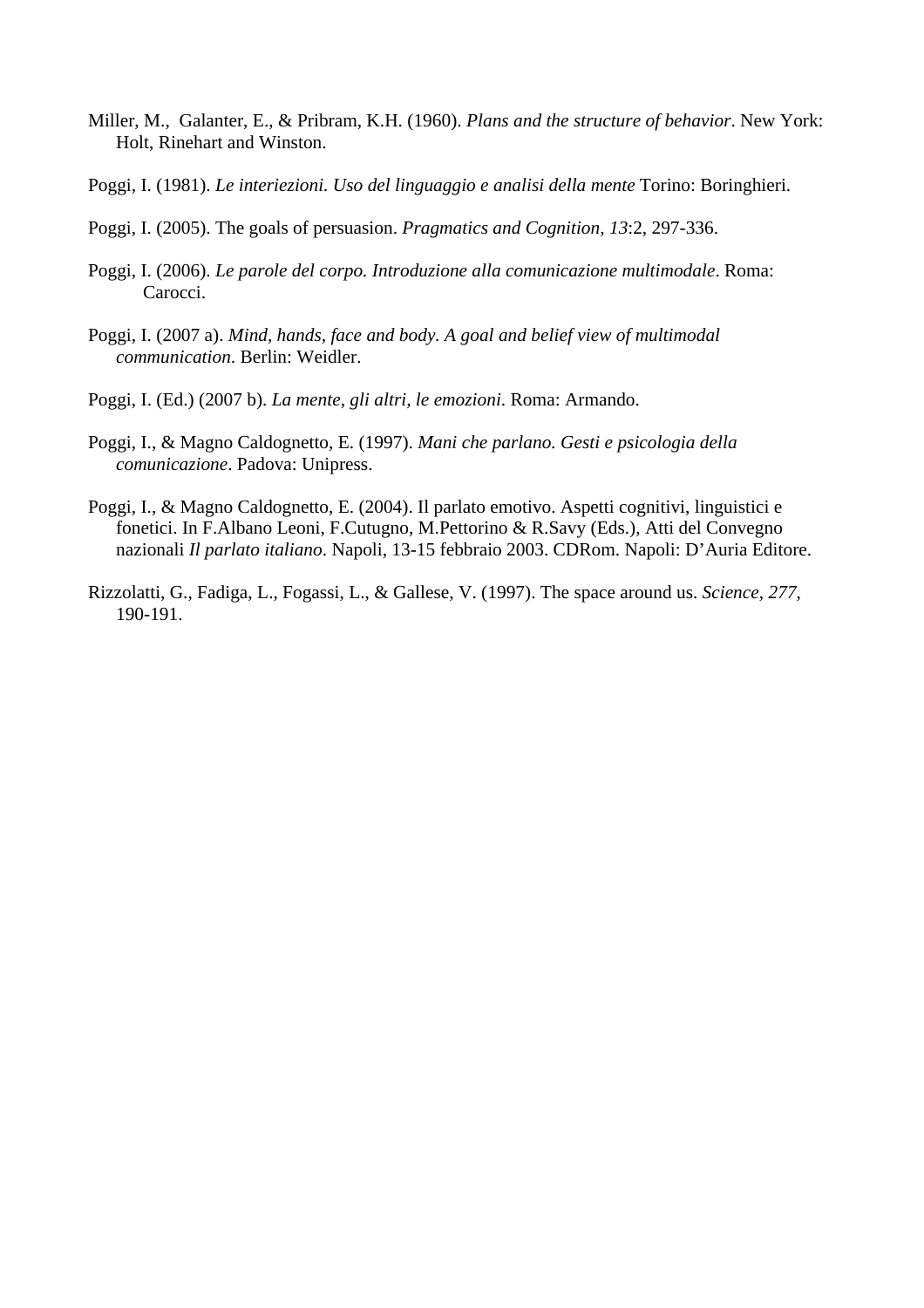Miller, M., Galanter, E., & Pribram, K.H. (1960). *Plans and the structure of behavior*. New York: Holt, Rinehart and Winston.

Poggi, I. (1981). *Le interiezioni. Uso del linguaggio e analisi della mente* Torino: Boringhieri.

Poggi, I. (2005). The goals of persuasion. *Pragmatics and Cognition, 13*:2, 297-336.

Poggi, I. (2006). *Le parole del corpo. Introduzione alla comunicazione multimodale*. Roma: Carocci.

Poggi, I. (2007 a). *Mind, hands, face and body. A goal and belief view of multimodal communication*. Berlin: Weidler.

Poggi, I. (Ed.) (2007 b). *La mente, gli altri, le emozioni*. Roma: Armando.

Poggi, I., & Magno Caldognetto, E. (1997). *Mani che parlano. Gesti e psicologia della comunicazione*. Padova: Unipress.

Poggi, I., & Magno Caldognetto, E. (2004). Il parlato emotivo. Aspetti cognitivi, linguistici e fonetici. In F.Albano Leoni, F.Cutugno, M.Pettorino & R.Savy (Eds.), Atti del Convegno nazionali *Il parlato italiano*. Napoli, 13-15 febbraio 2003. CDRom. Napoli: D'Auria Editore.

Rizzolatti, G., Fadiga, L., Fogassi, L., & Gallese, V. (1997). The space around us. *Science, 277*, 190-191.